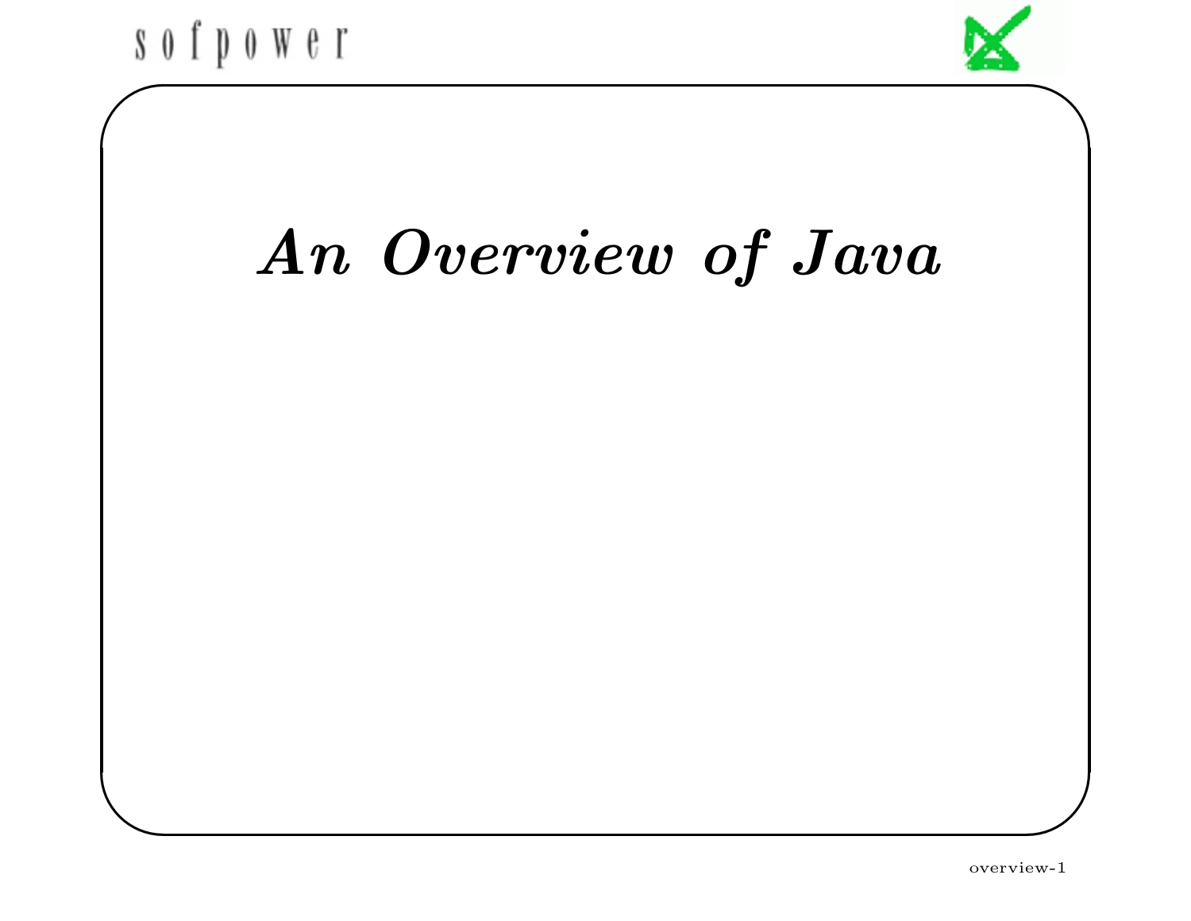# *An Overview of Java*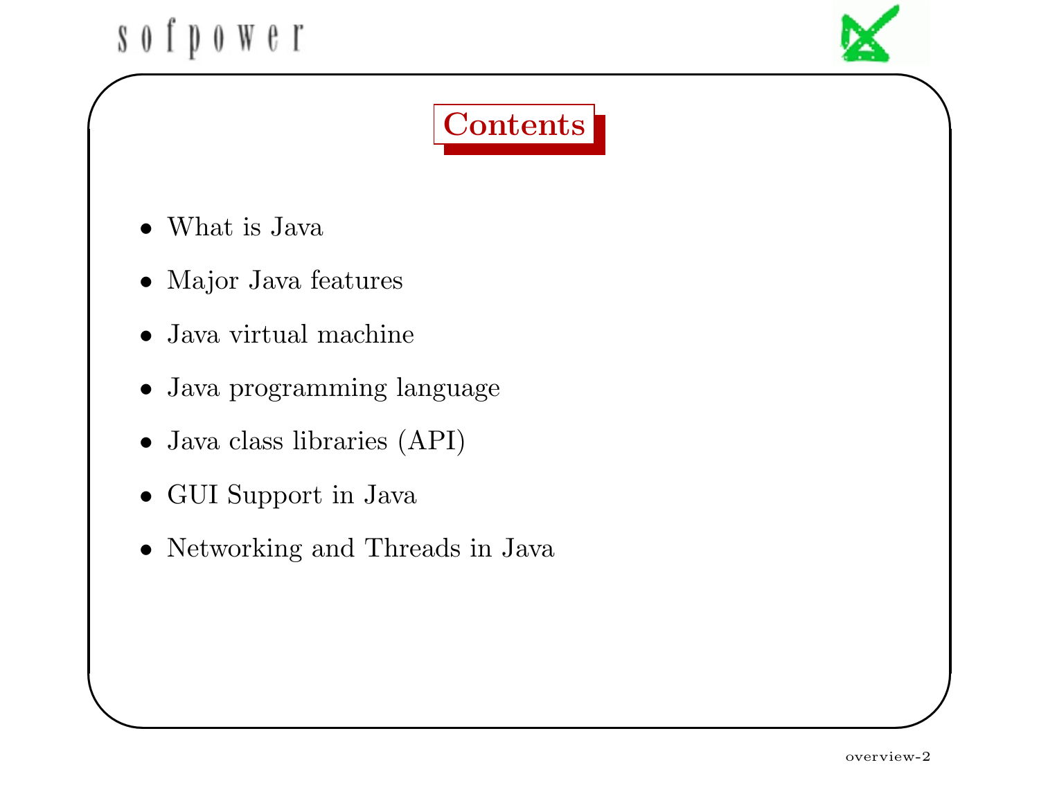# Contents

- What is Java
- Major Java features
- Java virtual machine
- Java programming language
- Java class libraries (API)
- GUI Support in Java
- Networking and Threads in Java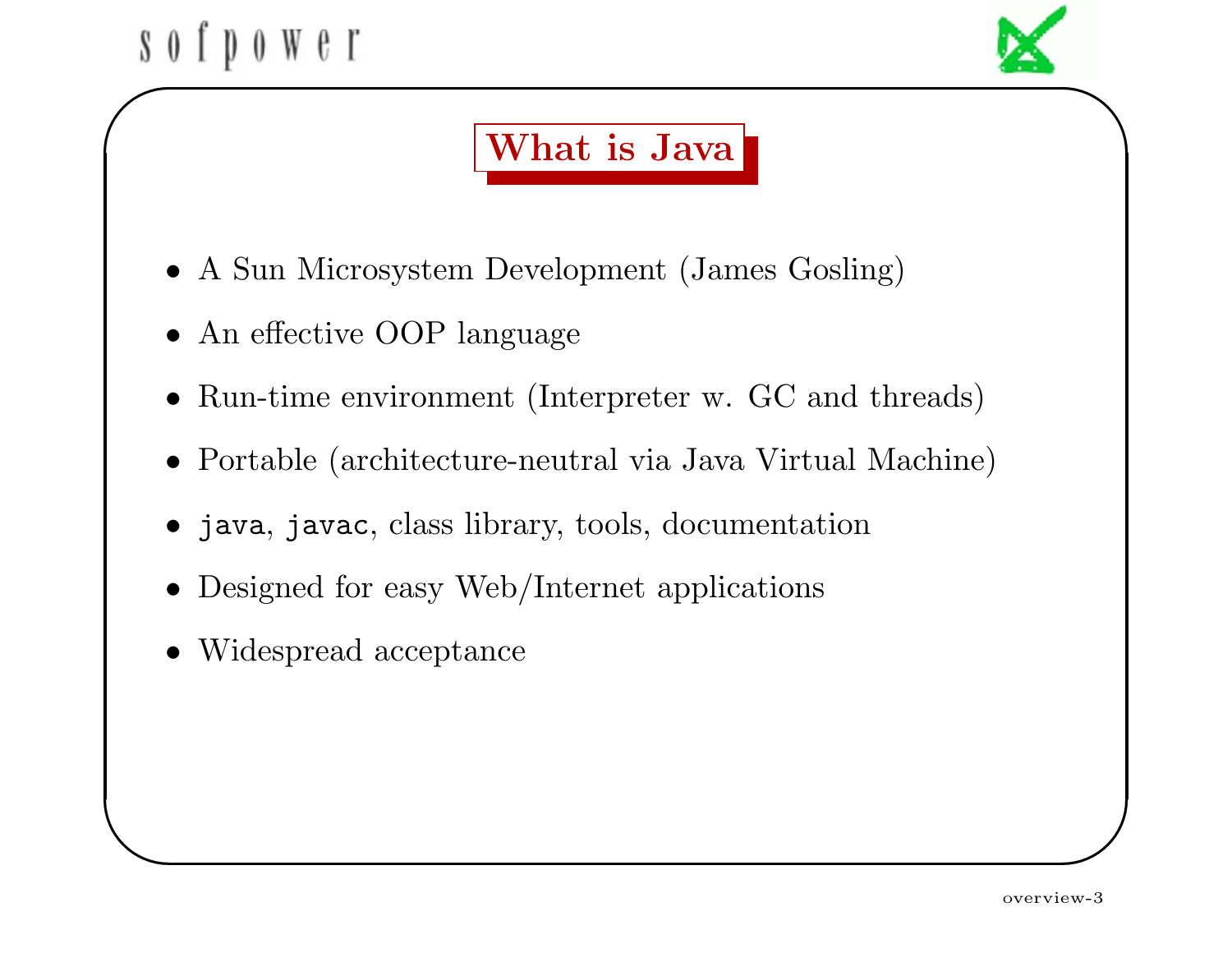## What is Java

- A Sun Microsystem Development (James Gosling)
- An effective OOP language
- Run-time environment (Interpreter w. GC and threads)
- Portable (architecture-neutral via Java Virtual Machine)
- `java`, `javac`, class library, tools, documentation
- Designed for easy Web/Internet applications
- Widespread acceptance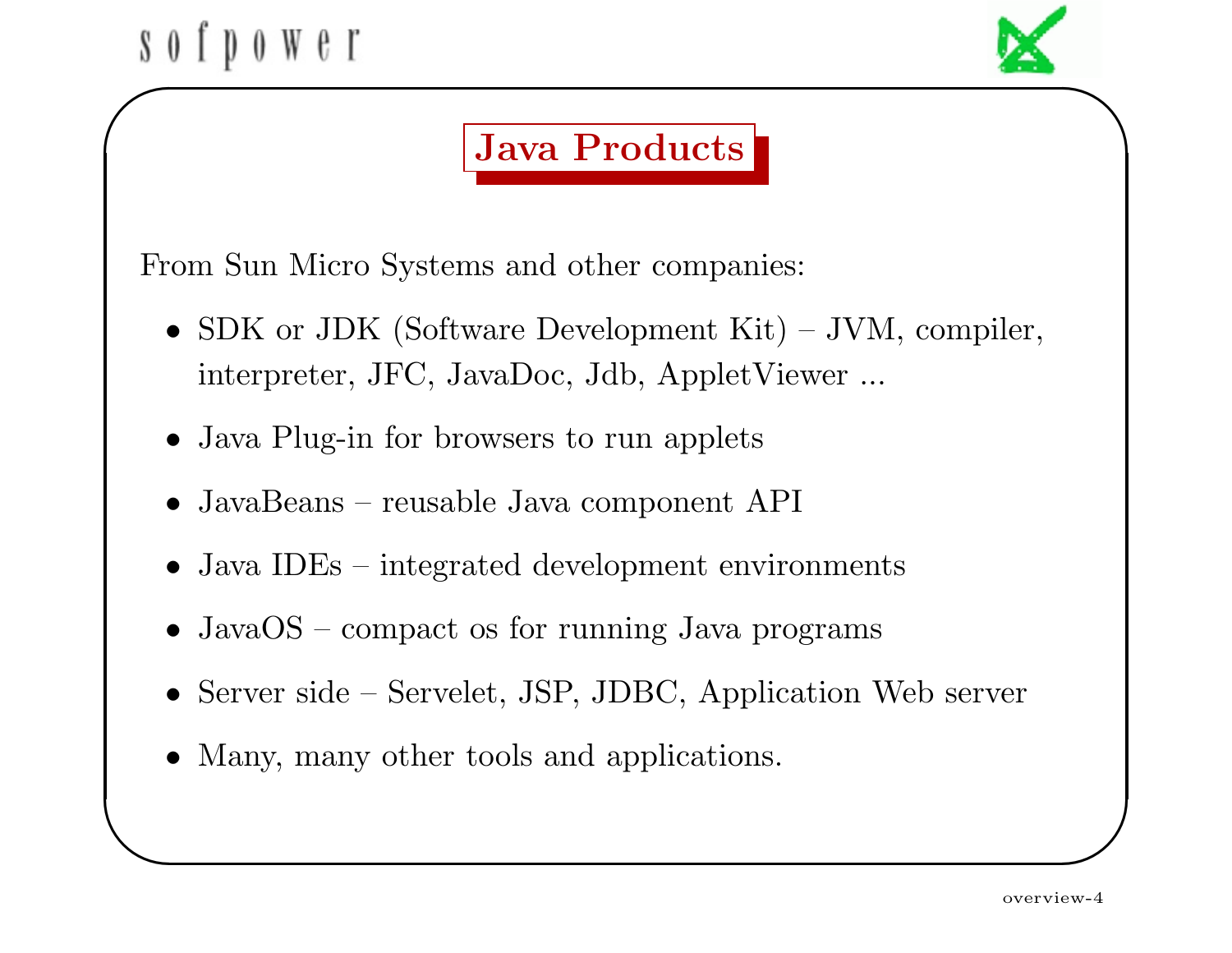# Java Products

From Sun Micro Systems and other companies:

- SDK or JDK (Software Development Kit) – JVM, compiler, interpreter, JFC, JavaDoc, Jdb, AppletViewer ...
- Java Plug-in for browsers to run applets
- JavaBeans – reusable Java component API
- Java IDEs – integrated development environments
- JavaOS – compact os for running Java programs
- Server side – Servelet, JSP, JDBC, Application Web server
- Many, many other tools and applications.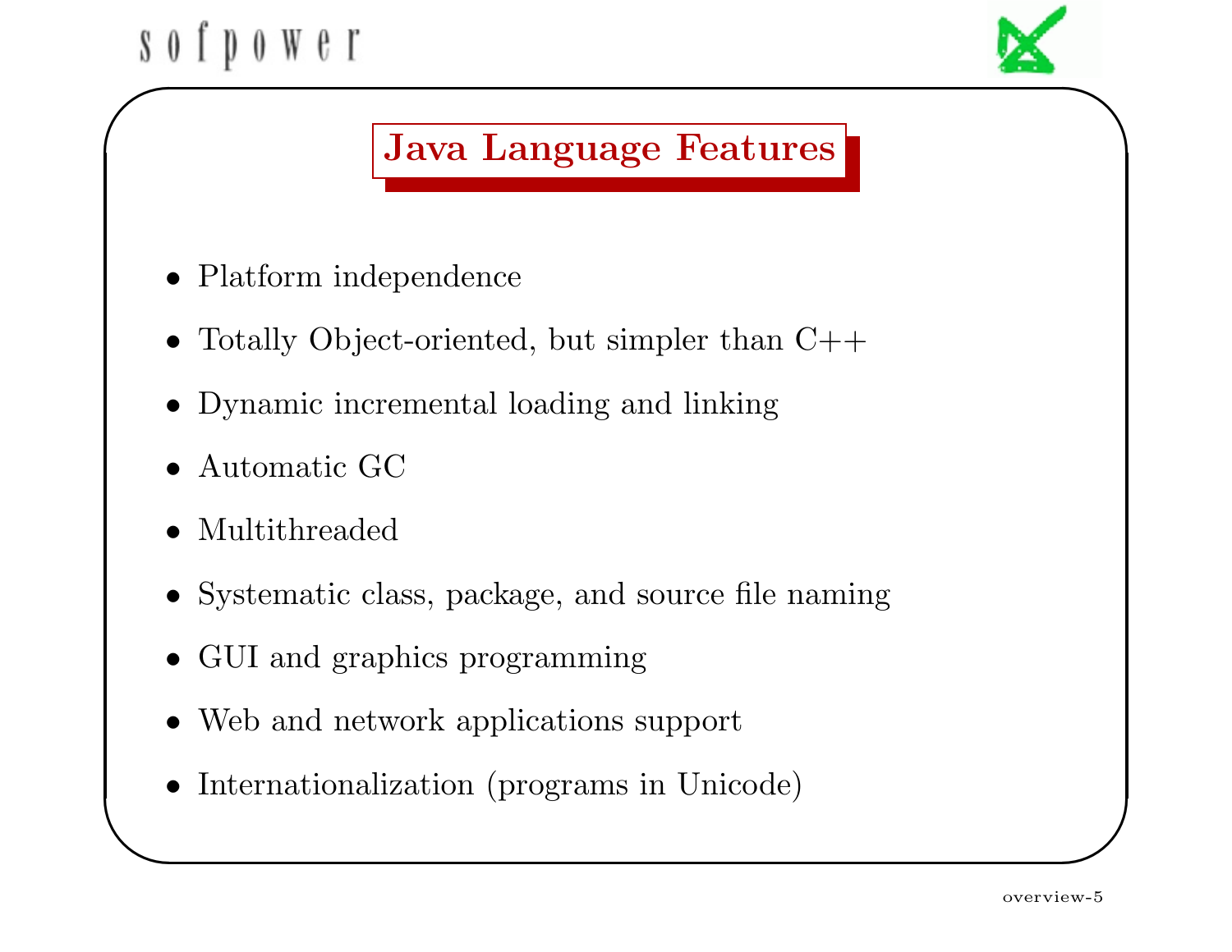# Java Language Features

- Platform independence
- Totally Object-oriented, but simpler than C++
- Dynamic incremental loading and linking
- Automatic GC
- Multithreaded
- Systematic class, package, and source file naming
- GUI and graphics programming
- Web and network applications support
- Internationalization (programs in Unicode)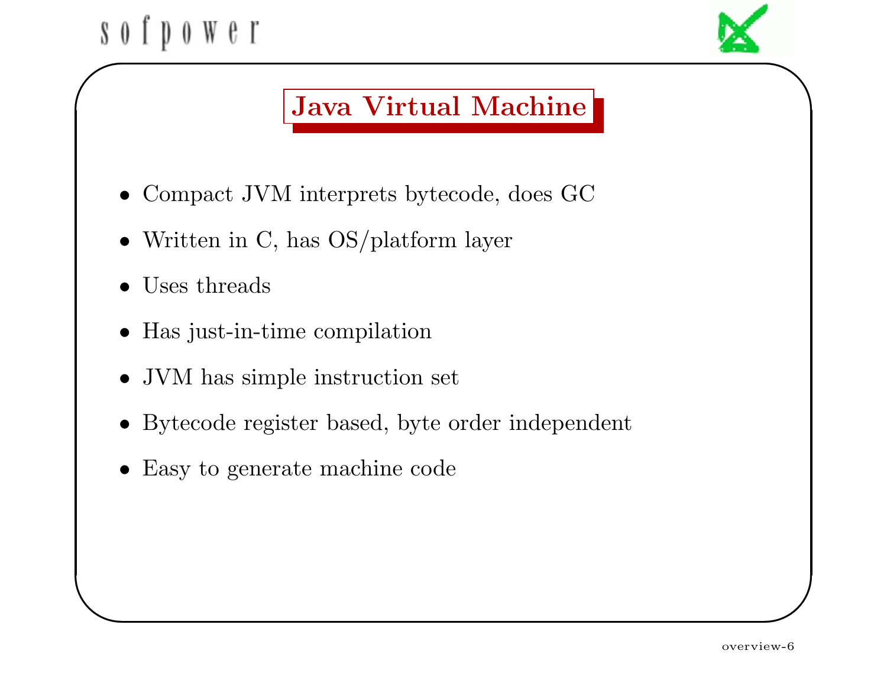# Java Virtual Machine

- Compact JVM interprets bytecode, does GC
- Written in C, has OS/platform layer
- Uses threads
- Has just-in-time compilation
- JVM has simple instruction set
- Bytecode register based, byte order independent
- Easy to generate machine code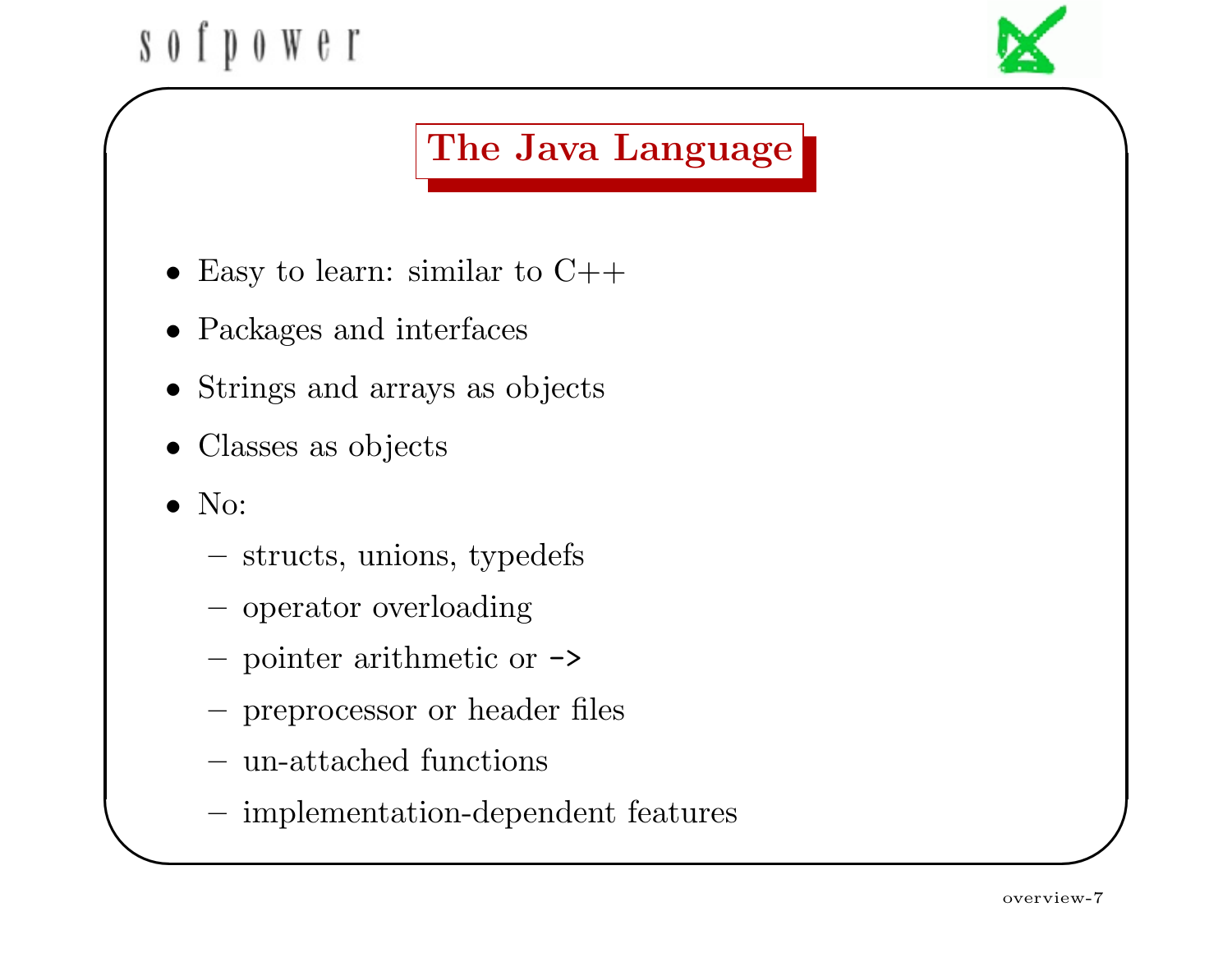# The Java Language

- Easy to learn: similar to C++
- Packages and interfaces
- Strings and arrays as objects
- Classes as objects
- No:
  - structs, unions, typedefs
  - operator overloading
  - pointer arithmetic or `->`
  - preprocessor or header files
  - un-attached functions
  - implementation-dependent features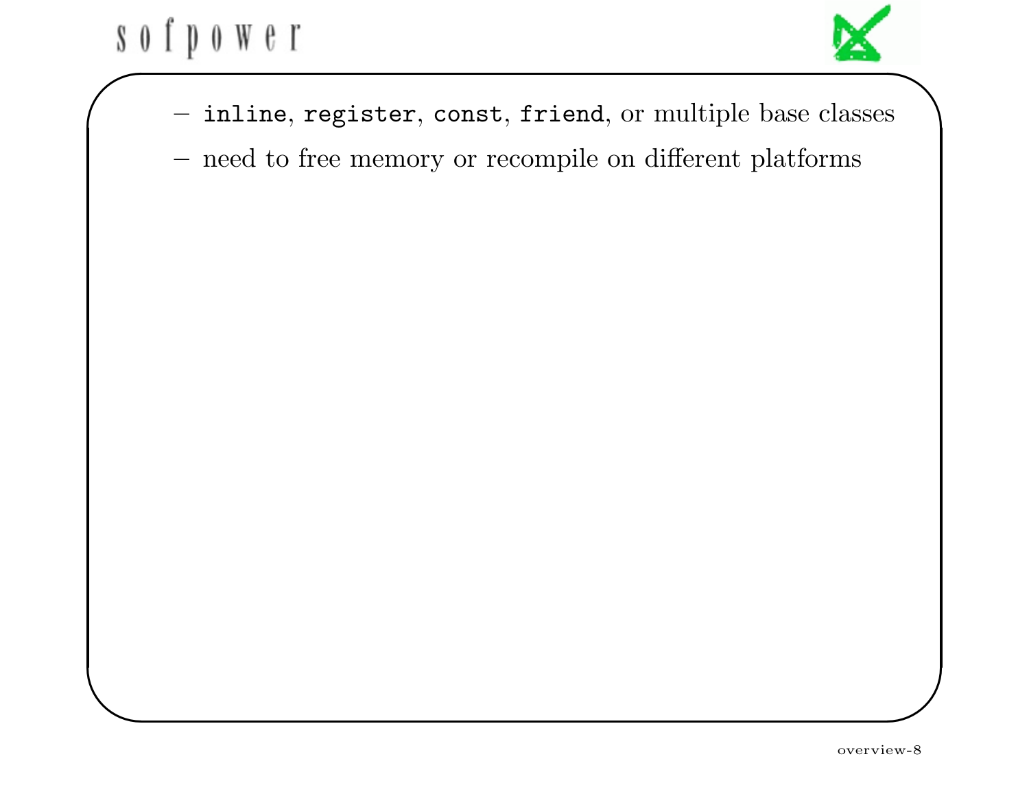- `inline`, `register`, `const`, `friend`, or multiple base classes
- need to free memory or recompile on different platforms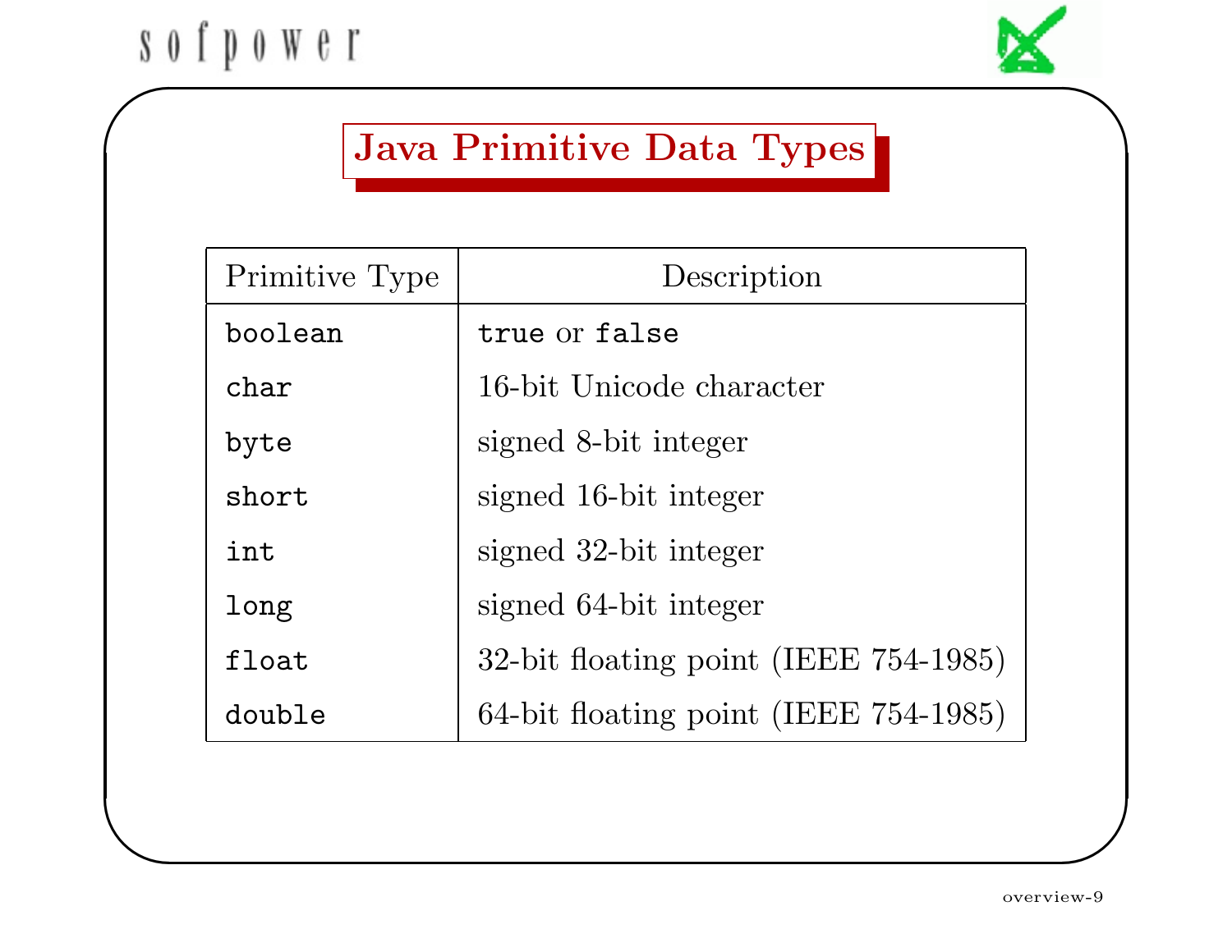# Java Primitive Data Types

| Primitive Type | Description |
|---|---|
| `boolean` | `true` or `false` |
| `char` | 16-bit Unicode character |
| `byte` | signed 8-bit integer |
| `short` | signed 16-bit integer |
| `int` | signed 32-bit integer |
| `long` | signed 64-bit integer |
| `float` | 32-bit floating point (IEEE 754-1985) |
| `double` | 64-bit floating point (IEEE 754-1985) |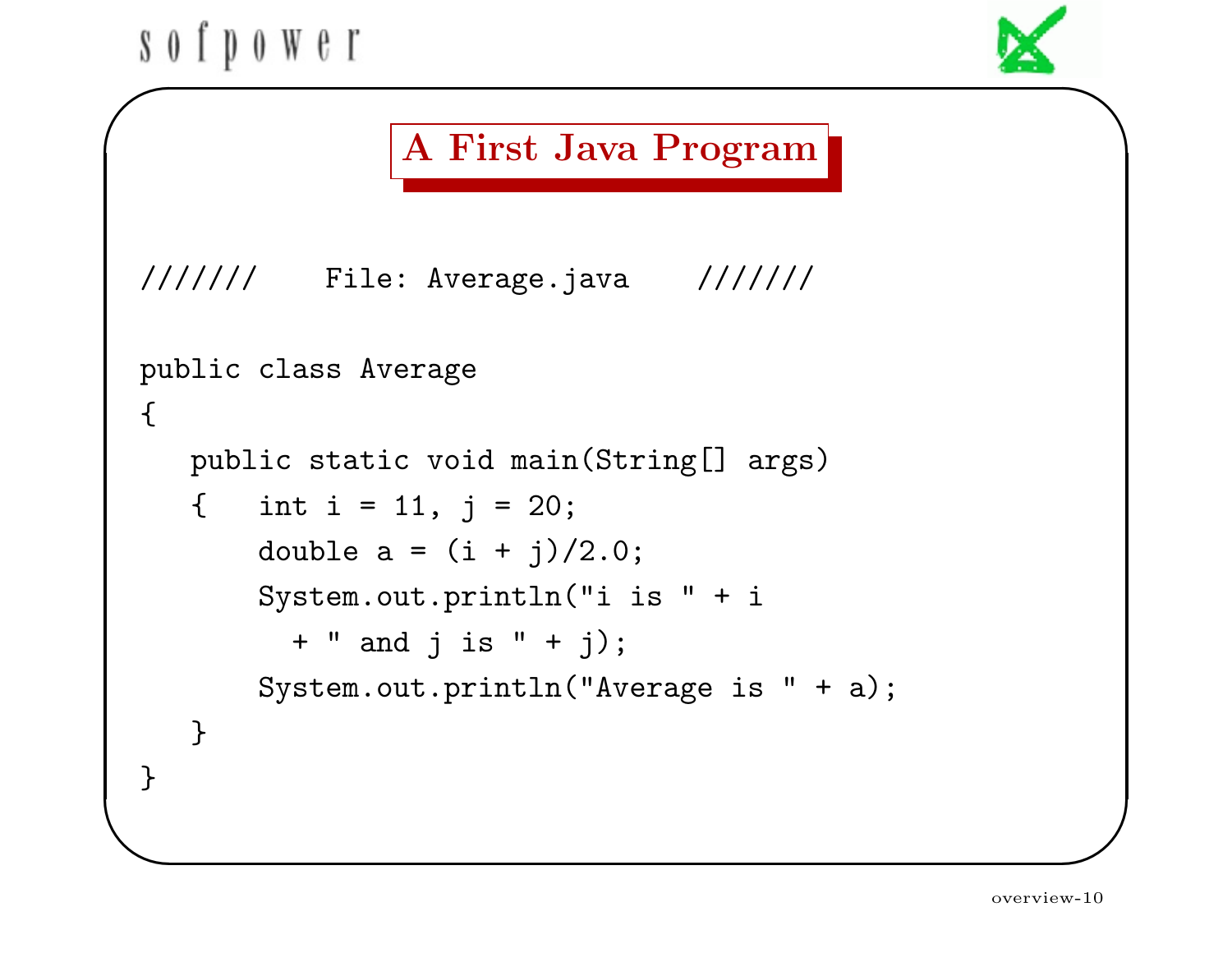# A First Java Program

```
///////    File: Average.java    ///////

public class Average
{
   public static void main(String[] args)
   {   int i = 11, j = 20;
       double a = (i + j)/2.0;
       System.out.println("i is " + i
         + " and j is " + j);
       System.out.println("Average is " + a);
   }
}
```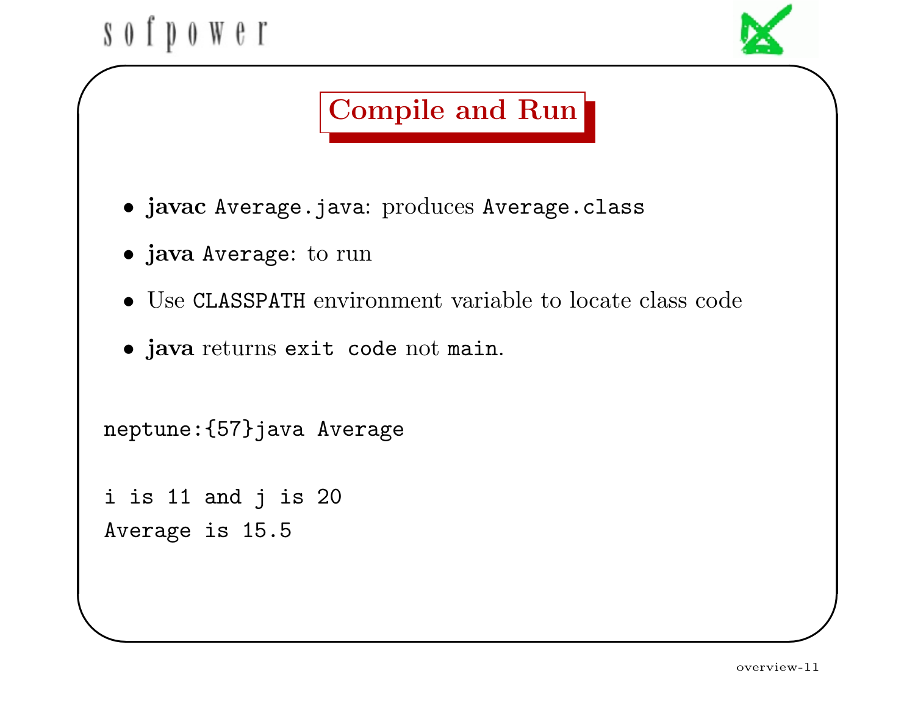# Compile and Run

- **javac** `Average.java`: produces `Average.class`
- **java** `Average`: to run
- Use `CLASSPATH` environment variable to locate class code
- **java** returns `exit code` not `main`.

```
neptune:{57}java Average

i is 11 and j is 20
Average is 15.5
```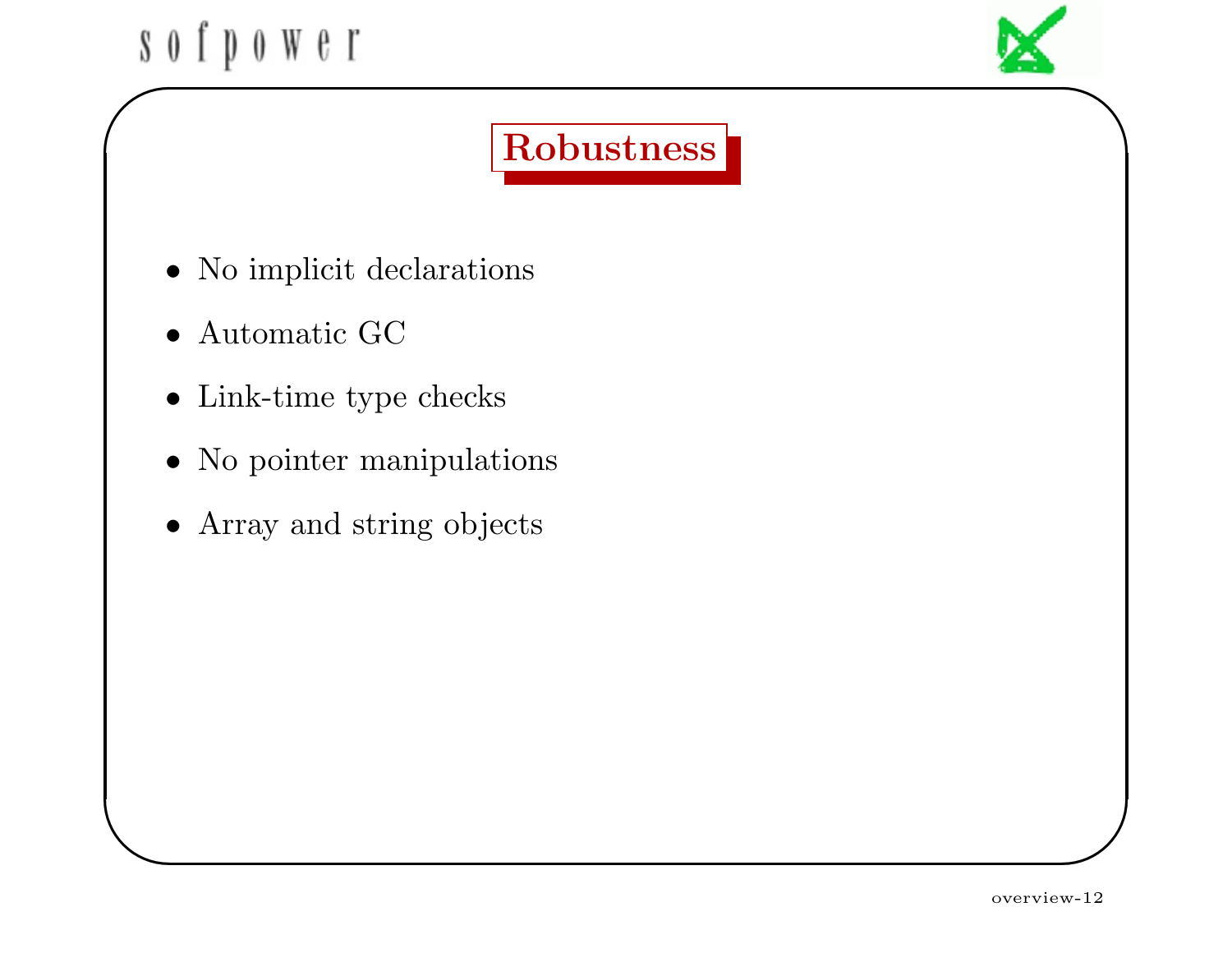## Robustness

- No implicit declarations
- Automatic GC
- Link-time type checks
- No pointer manipulations
- Array and string objects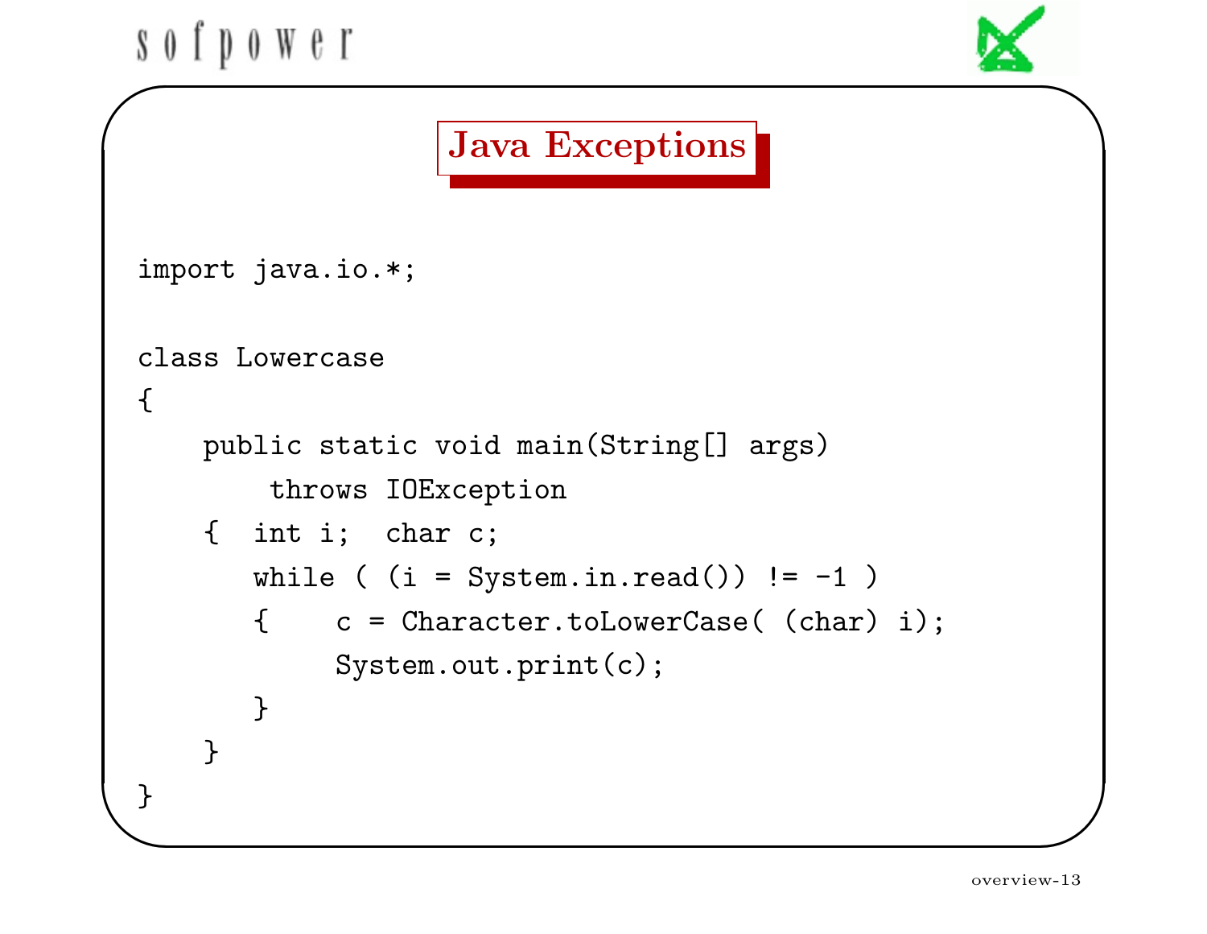# Java Exceptions

```
import java.io.*;

class Lowercase
{
    public static void main(String[] args)
        throws IOException
    {  int i;  char c;
       while ( (i = System.in.read()) != -1 )
       {    c = Character.toLowerCase( (char) i);
            System.out.print(c);
       }
    }
}
```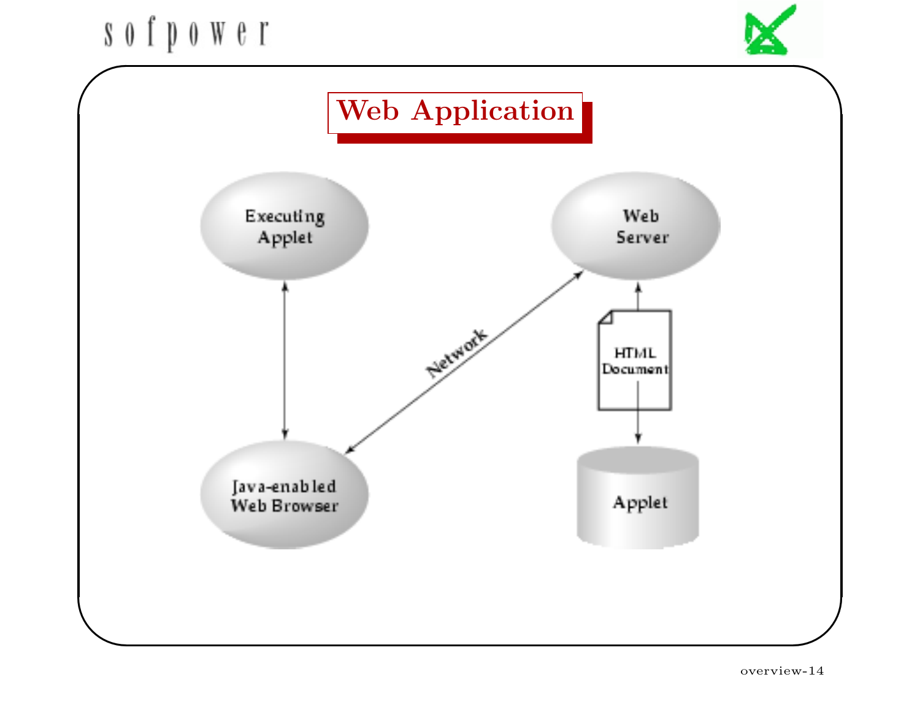# Web Application

Executing Applet

Web Server

Network

HTML Document

Java-enabled Web Browser

Applet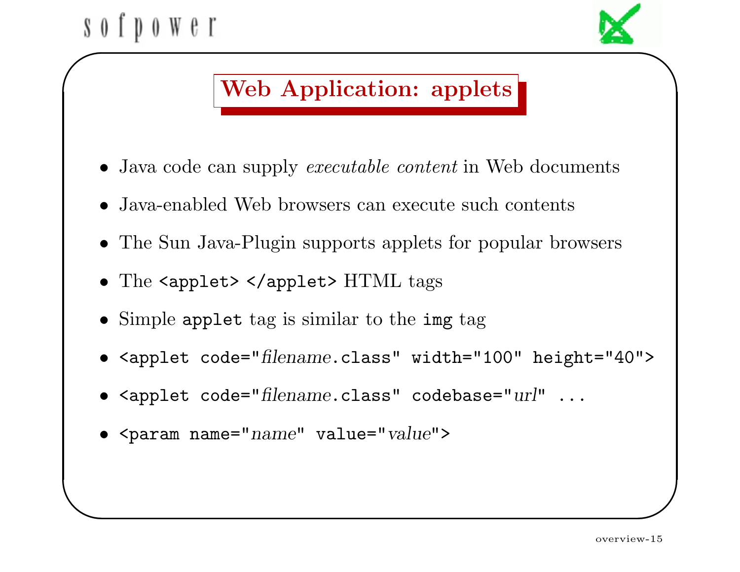## Web Application: applets

- Java code can supply *executable content* in Web documents
- Java-enabled Web browsers can execute such contents
- The Sun Java-Plugin supports applets for popular browsers
- The `<applet> </applet>` HTML tags
- Simple `applet` tag is similar to the `img` tag
- `<applet code="`*filename*`.class" width="100" height="40">`
- `<applet code="`*filename*`.class" codebase="`*url*`" ...`
- `<param name="`*name*`" value="`*value*`">`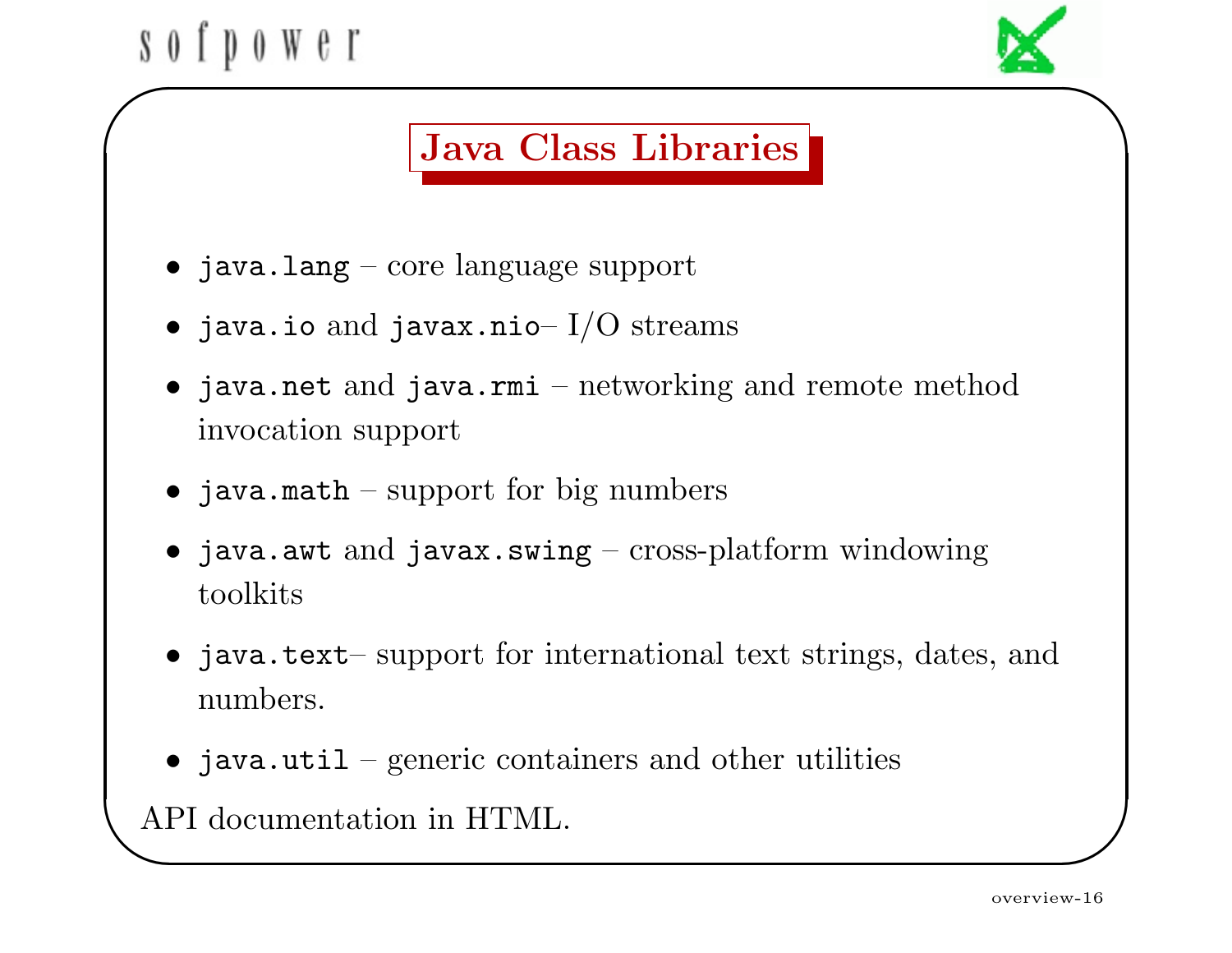## Java Class Libraries

- `java.lang` – core language support
- `java.io` and `javax.nio`– I/O streams
- `java.net` and `java.rmi` – networking and remote method invocation support
- `java.math` – support for big numbers
- `java.awt` and `javax.swing` – cross-platform windowing toolkits
- `java.text`– support for international text strings, dates, and numbers.
- `java.util` – generic containers and other utilities

API documentation in HTML.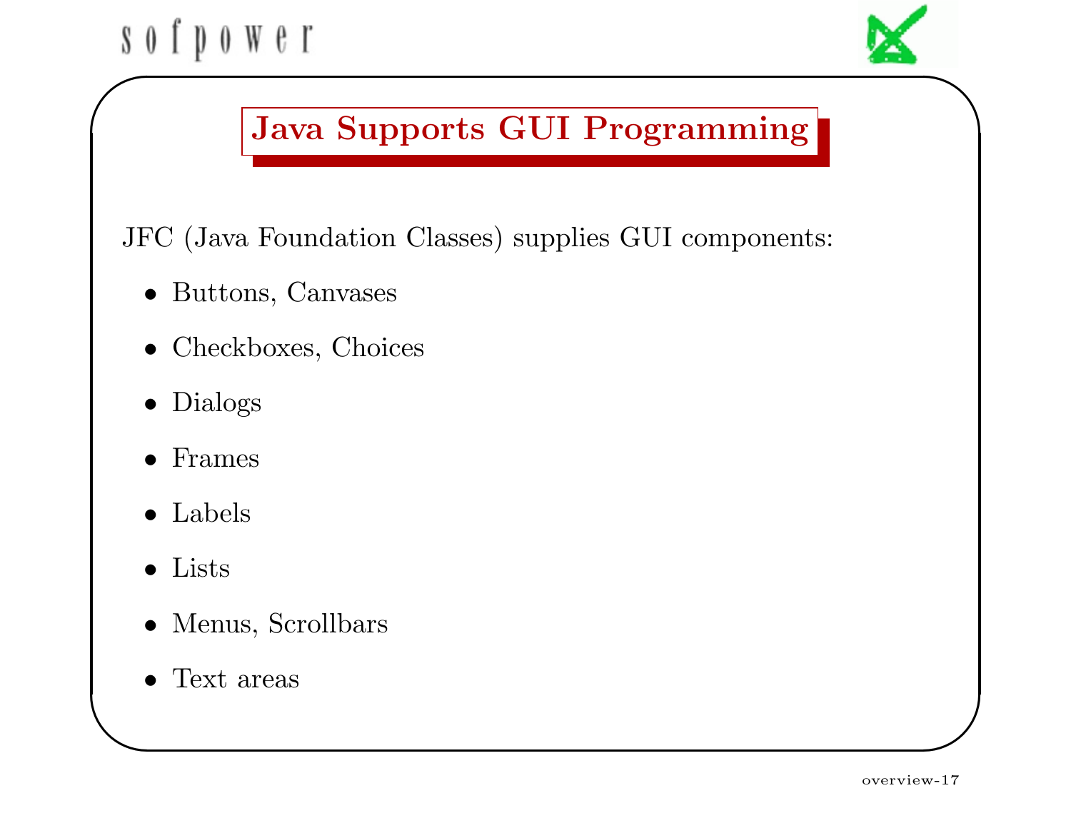# Java Supports GUI Programming

JFC (Java Foundation Classes) supplies GUI components:

- Buttons, Canvases
- Checkboxes, Choices
- Dialogs
- Frames
- Labels
- Lists
- Menus, Scrollbars
- Text areas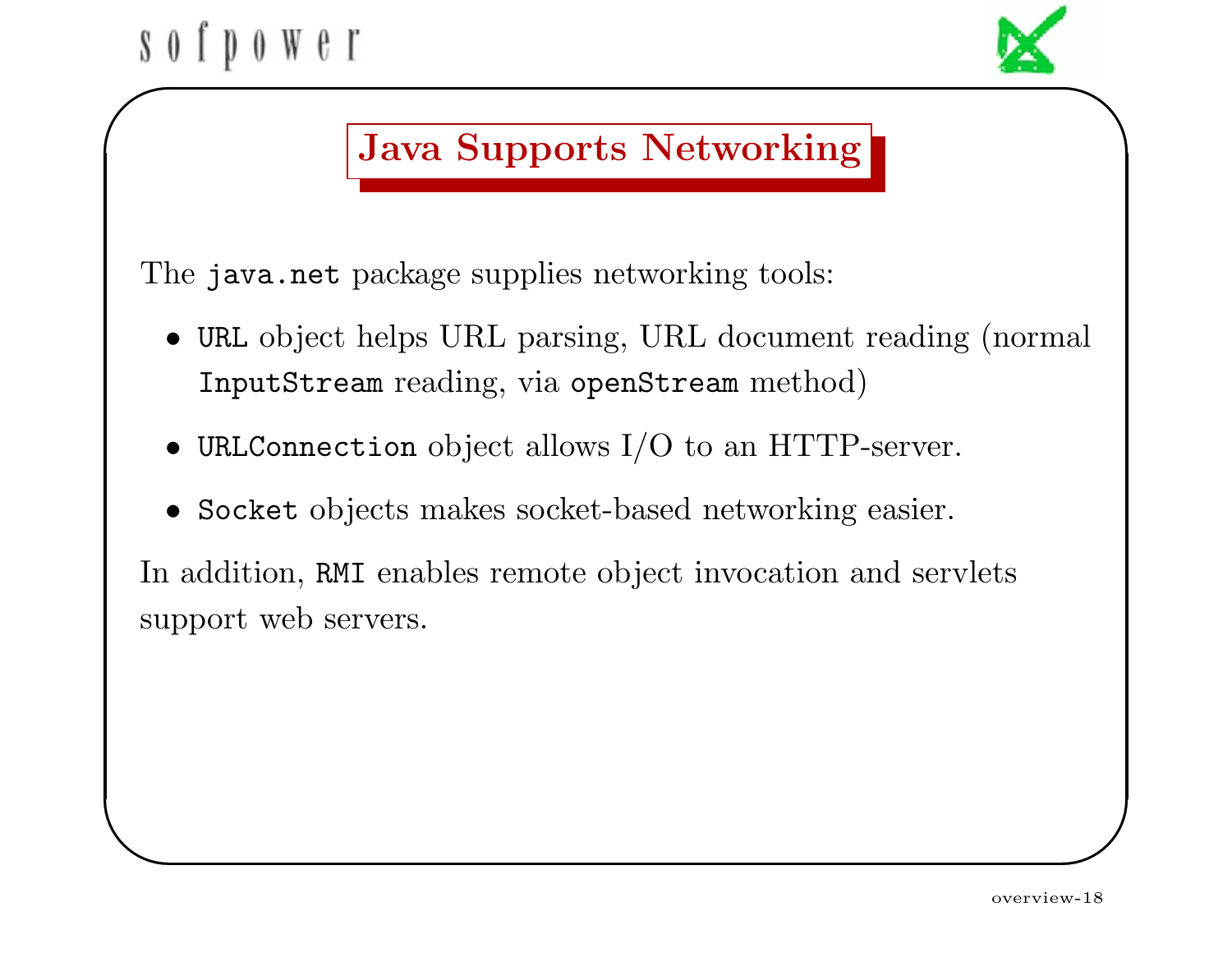# Java Supports Networking

The `java.net` package supplies networking tools:

- `URL` object helps URL parsing, URL document reading (normal `InputStream` reading, via `openStream` method)
- `URLConnection` object allows I/O to an HTTP-server.
- `Socket` objects makes socket-based networking easier.

In addition, `RMI` enables remote object invocation and servlets support web servers.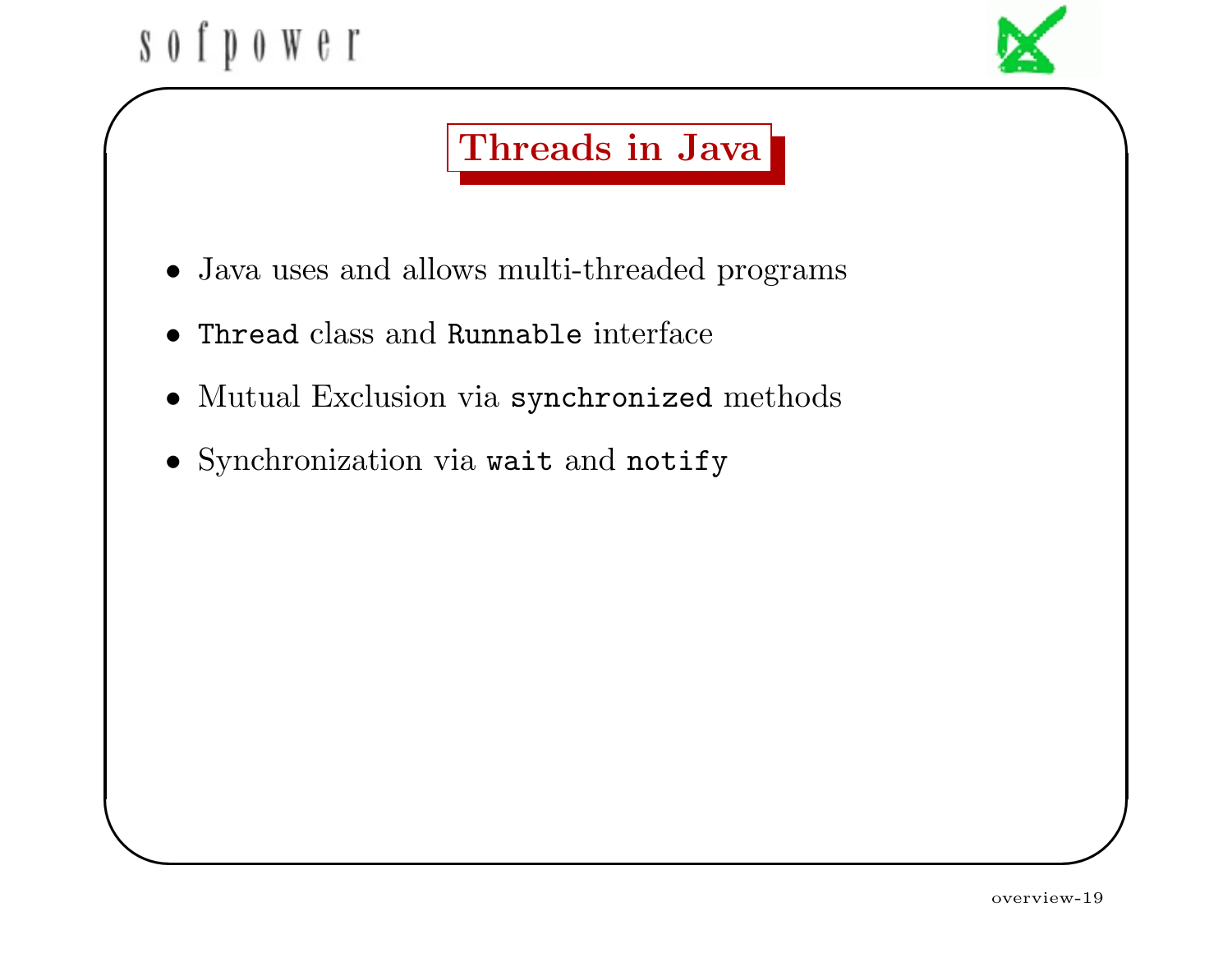# Threads in Java

- Java uses and allows multi-threaded programs
- `Thread` class and `Runnable` interface
- Mutual Exclusion via `synchronized` methods
- Synchronization via `wait` and `notify`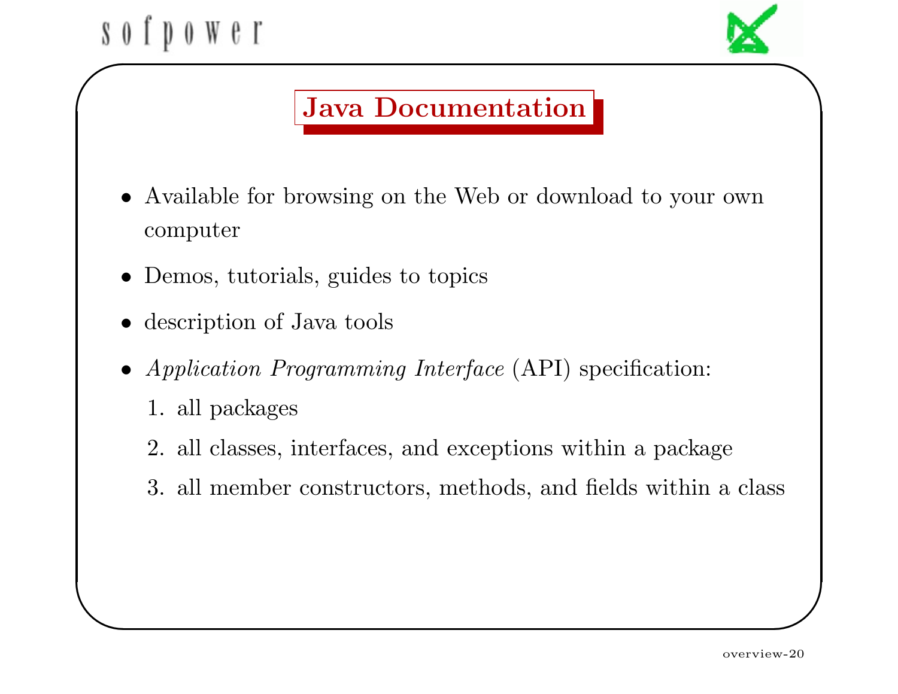# Java Documentation

- Available for browsing on the Web or download to your own computer
- Demos, tutorials, guides to topics
- description of Java tools
- *Application Programming Interface* (API) specification:
  1. all packages
  2. all classes, interfaces, and exceptions within a package
  3. all member constructors, methods, and fields within a class